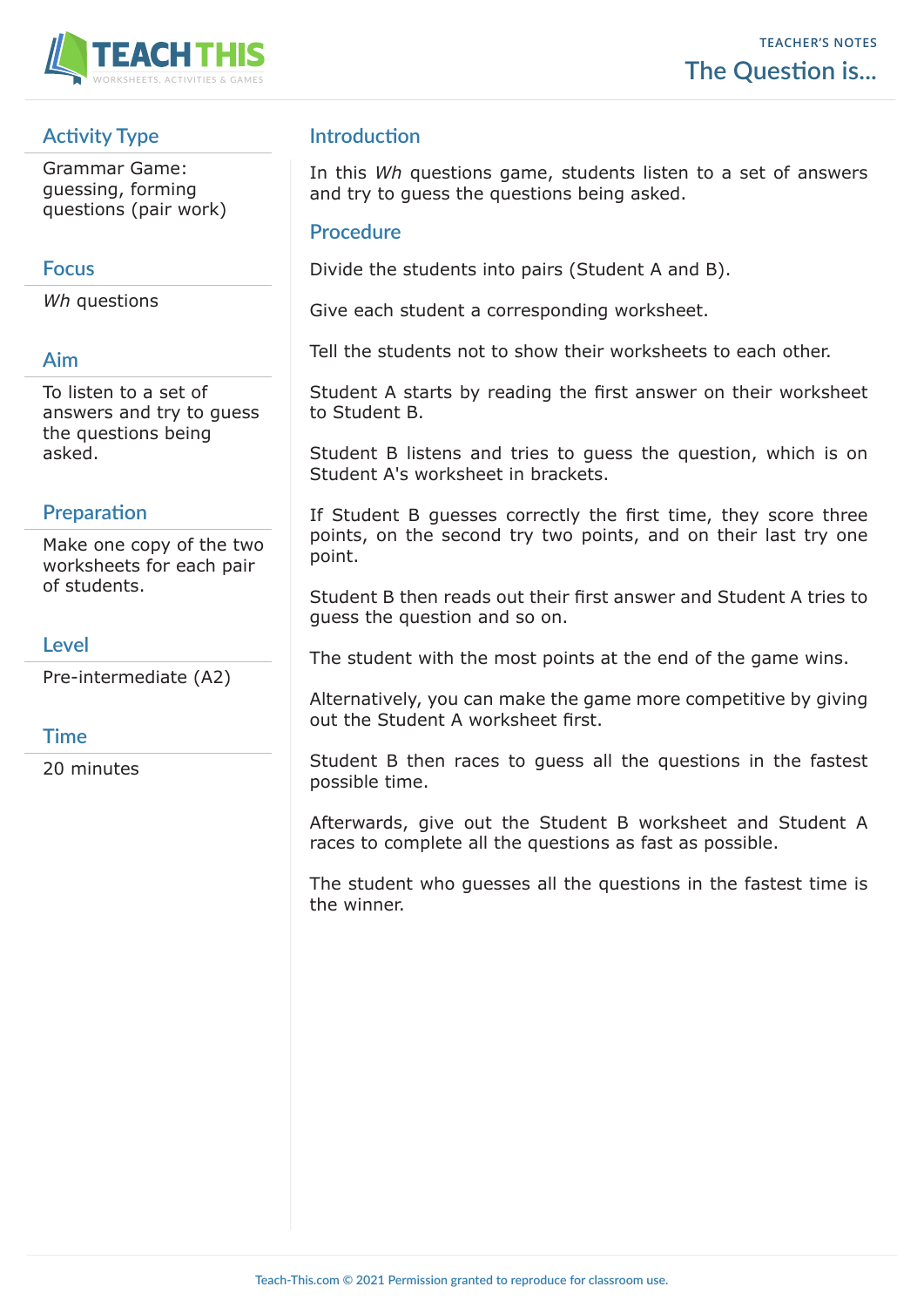TEACHER'S NOTES

# The Question is...

## Activity Type

Grammar Game: guessing, forming questions (pair work)

## Focus

*Wh* questions

## Aim

To listen to a set of answers and try to guess the questions being asked.

## Preparation

Make one copy of the two worksheets for each pair of students.

## Level

Pre-intermediate (A2)

## Time

20 minutes

## Introduction

In this *Wh* questions game, students listen to a set of answers and try to guess the questions being asked.

## Procedure

Divide the students into pairs (Student A and B).

Give each student a corresponding worksheet.

Tell the students not to show their worksheets to each other.

Student A starts by reading the first answer on their worksheet to Student B.

Student B listens and tries to guess the question, which is on Student A's worksheet in brackets.

If Student B guesses correctly the first time, they score three points, on the second try two points, and on their last try one point.

Student B then reads out their first answer and Student A tries to guess the question and so on.

The student with the most points at the end of the game wins.

Alternatively, you can make the game more competitive by giving out the Student A worksheet first.

Student B then races to guess all the questions in the fastest possible time.

Afterwards, give out the Student B worksheet and Student A races to complete all the questions as fast as possible.

The student who guesses all the questions in the fastest time is the winner.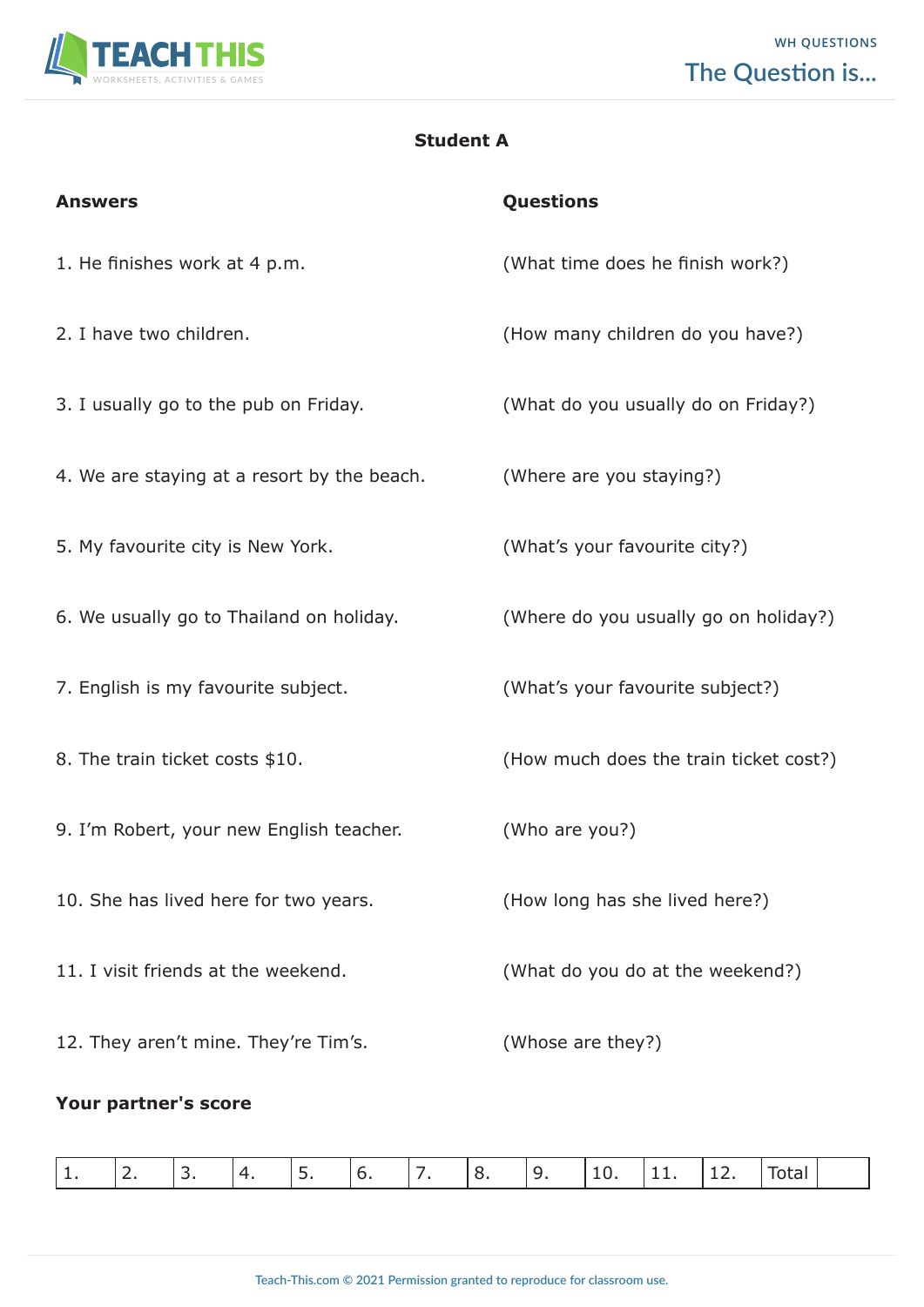## Student A

| Answers | Questions |
|---|---|
| 1. He finishes work at 4 p.m. | (What time does he finish work?) |
| 2. I have two children. | (How many children do you have?) |
| 3. I usually go to the pub on Friday. | (What do you usually do on Friday?) |
| 4. We are staying at a resort by the beach. | (Where are you staying?) |
| 5. My favourite city is New York. | (What's your favourite city?) |
| 6. We usually go to Thailand on holiday. | (Where do you usually go on holiday?) |
| 7. English is my favourite subject. | (What's your favourite subject?) |
| 8. The train ticket costs $10. | (How much does the train ticket cost?) |
| 9. I'm Robert, your new English teacher. | (Who are you?) |
| 10. She has lived here for two years. | (How long has she lived here?) |
| 11. I visit friends at the weekend. | (What do you do at the weekend?) |
| 12. They aren't mine. They're Tim's. | (Whose are they?) |

**Your partner's score**

| 1. | 2. | 3. | 4. | 5. | 6. | 7. | 8. | 9. | 10. | 11. | 12. | Total | |
|---|---|---|---|---|---|---|---|---|---|---|---|---|---|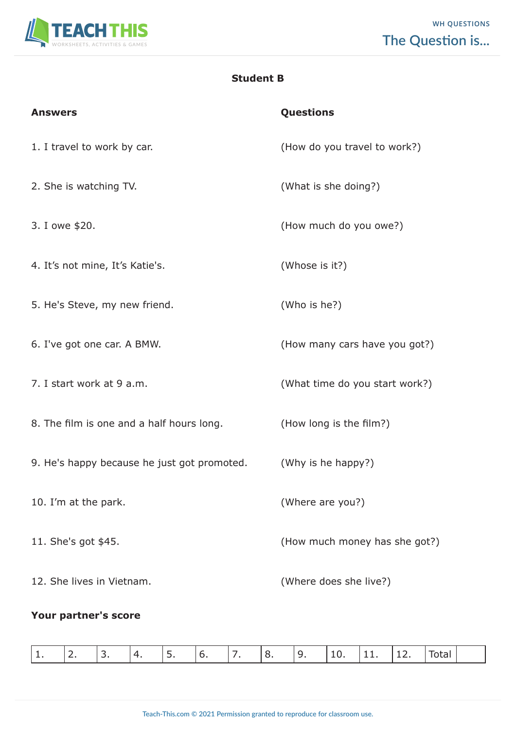## Student B

| Answers | Questions |
|---|---|
| 1. I travel to work by car. | (How do you travel to work?) |
| 2. She is watching TV. | (What is she doing?) |
| 3. I owe $20. | (How much do you owe?) |
| 4. It's not mine, It's Katie's. | (Whose is it?) |
| 5. He's Steve, my new friend. | (Who is he?) |
| 6. I've got one car. A BMW. | (How many cars have you got?) |
| 7. I start work at 9 a.m. | (What time do you start work?) |
| 8. The film is one and a half hours long. | (How long is the film?) |
| 9. He's happy because he just got promoted. | (Why is he happy?) |
| 10. I'm at the park. | (Where are you?) |
| 11. She's got $45. | (How much money has she got?) |
| 12. She lives in Vietnam. | (Where does she live?) |

**Your partner's score**

| | | | | | | | | | | | | | |
|---|---|---|---|---|---|---|---|---|---|---|---|---|---|
| 1. | 2. | 3. | 4. | 5. | 6. | 7. | 8. | 9. | 10. | 11. | 12. | Total | |